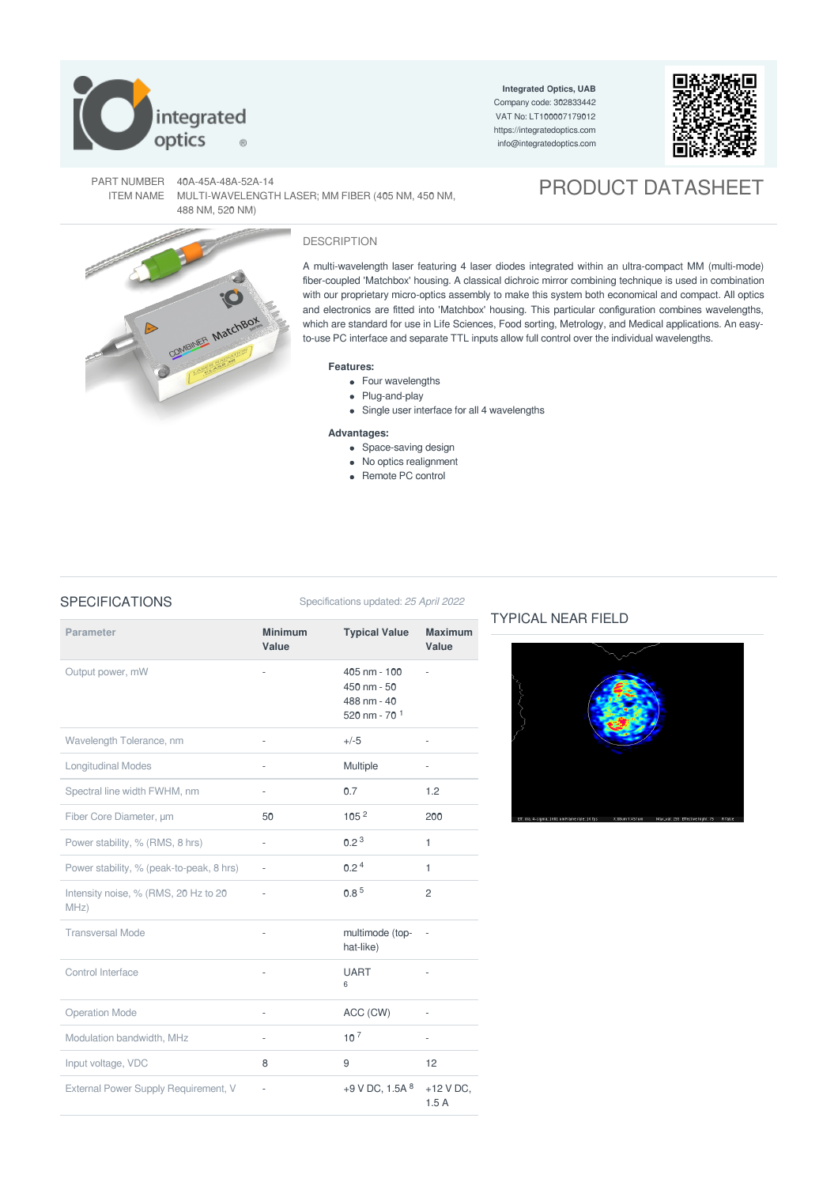**Integrated Optics, UAB**
Company code: 302833442
VAT No: LT100007179012
https://integratedoptics.com
info@integratedoptics.com

PART NUMBER 40A-45A-48A-52A-14
ITEM NAME MULTI-WAVELENGTH LASER; MM FIBER (405 NM, 450 NM, 488 NM, 520 NM)

# PRODUCT DATASHEET

## DESCRIPTION

A multi-wavelength laser featuring 4 laser diodes integrated within an ultra-compact MM (multi-mode) fiber-coupled 'Matchbox' housing. A classical dichroic mirror combining technique is used in combination with our proprietary micro-optics assembly to make this system both economical and compact. All optics and electronics are fitted into 'Matchbox' housing. This particular configuration combines wavelengths, which are standard for use in Life Sciences, Food sorting, Metrology, and Medical applications. An easy-to-use PC interface and separate TTL inputs allow full control over the individual wavelengths.

**Features:**

- Four wavelengths
- Plug-and-play
- Single user interface for all 4 wavelengths

**Advantages:**

- Space-saving design
- No optics realignment
- Remote PC control

## SPECIFICATIONS

Specifications updated: *25 April 2022*

| Parameter | Minimum Value | Typical Value | Maximum Value |
|---|---|---|---|
| Output power, mW | - | 405 nm - 100<br>450 nm - 50<br>488 nm - 40<br>520 nm - 70 [1] | - |
| Wavelength Tolerance, nm | - | +/-5 | - |
| Longitudinal Modes | - | Multiple | - |
| Spectral line width FWHM, nm | - | 0.7 | 1.2 |
| Fiber Core Diameter, µm | 50 | 105 [2] | 200 |
| Power stability, % (RMS, 8 hrs) | - | 0.2 [3] | 1 |
| Power stability, % (peak-to-peak, 8 hrs) | - | 0.2 [4] | 1 |
| Intensity noise, % (RMS, 20 Hz to 20 MHz) | - | 0.8 [5] | 2 |
| Transversal Mode | - | multimode (top-hat-like) | - |
| Control Interface | - | UART [6] | - |
| Operation Mode | - | ACC (CW) | - |
| Modulation bandwidth, MHz | - | 10 [7] | - |
| Input voltage, VDC | 8 | 9 | 12 |
| External Power Supply Requirement, V | - | +9 V DC, 1.5A [8] | +12 V DC, 1.5 A |

## TYPICAL NEAR FIELD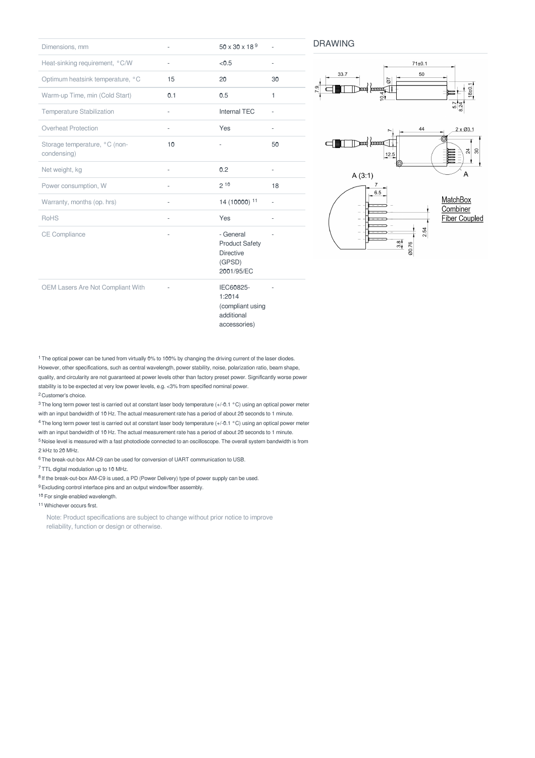| | | | |
|---|---|---|---|
| Dimensions, mm | - | 50 x 30 x 18 [9] | - |
| Heat-sinking requirement, °C/W | - | <0.5 | - |
| Optimum heatsink temperature, °C | 15 | 20 | 30 |
| Warm-up Time, min (Cold Start) | 0.1 | 0.5 | 1 |
| Temperature Stabilization | - | Internal TEC | - |
| Overheat Protection | - | Yes | - |
| Storage temperature, °C (non-condensing) | 10 | - | 50 |
| Net weight, kg | - | 0.2 | - |
| Power consumption, W | - | 2 [10] | 18 |
| Warranty, months (op. hrs) | - | 14 (10000) [11] | - |
| RoHS | - | Yes | - |
| CE Compliance | - | - General Product Safety Directive (GPSD) 2001/95/EC | - |
| OEM Lasers Are Not Compliant With | - | IEC60825-1:2014 (compliant using additional accessories) | - |

## DRAWING

71±0.1
33.7
50
7.9
Ø7
10.4
18±0.1
5.7
8.24
7
44
2 x Ø3.1
12.5
24
30
A
A (3:1)
7
6.5
2.54
3.8
Ø0.76

MatchBox Combiner Fiber Coupled

[1] The optical power can be tuned from virtually 0% to 100% by changing the driving current of the laser diodes. However, other specifications, such as central wavelength, power stability, noise, polarization ratio, beam shape, quality, and circularity are not guaranteed at power levels other than factory preset power. Significantly worse power stability is to be expected at very low power levels, e.g. <3% from specified nominal power.

[2] Customer's choice.

[3] The long term power test is carried out at constant laser body temperature (+/-0.1 °C) using an optical power meter with an input bandwidth of 10 Hz. The actual measurement rate has a period of about 20 seconds to 1 minute.

[4] The long term power test is carried out at constant laser body temperature (+/-0.1 °C) using an optical power meter with an input bandwidth of 10 Hz. The actual measurement rate has a period of about 20 seconds to 1 minute.

[5] Noise level is measured with a fast photodiode connected to an oscilloscope. The overall system bandwidth is from 2 kHz to 20 MHz.

[6] The break-out-box AM-C9 can be used for conversion of UART communication to USB.

[7] TTL digital modulation up to 10 MHz.

[8] If the break-out-box AM-C9 is used, a PD (Power Delivery) type of power supply can be used.

[9] Excluding control interface pins and an output window/fiber assembly.

[10] For single enabled wavelength.

[11] Whichever occurs first.

Note: Product specifications are subject to change without prior notice to improve reliability, function or design or otherwise.